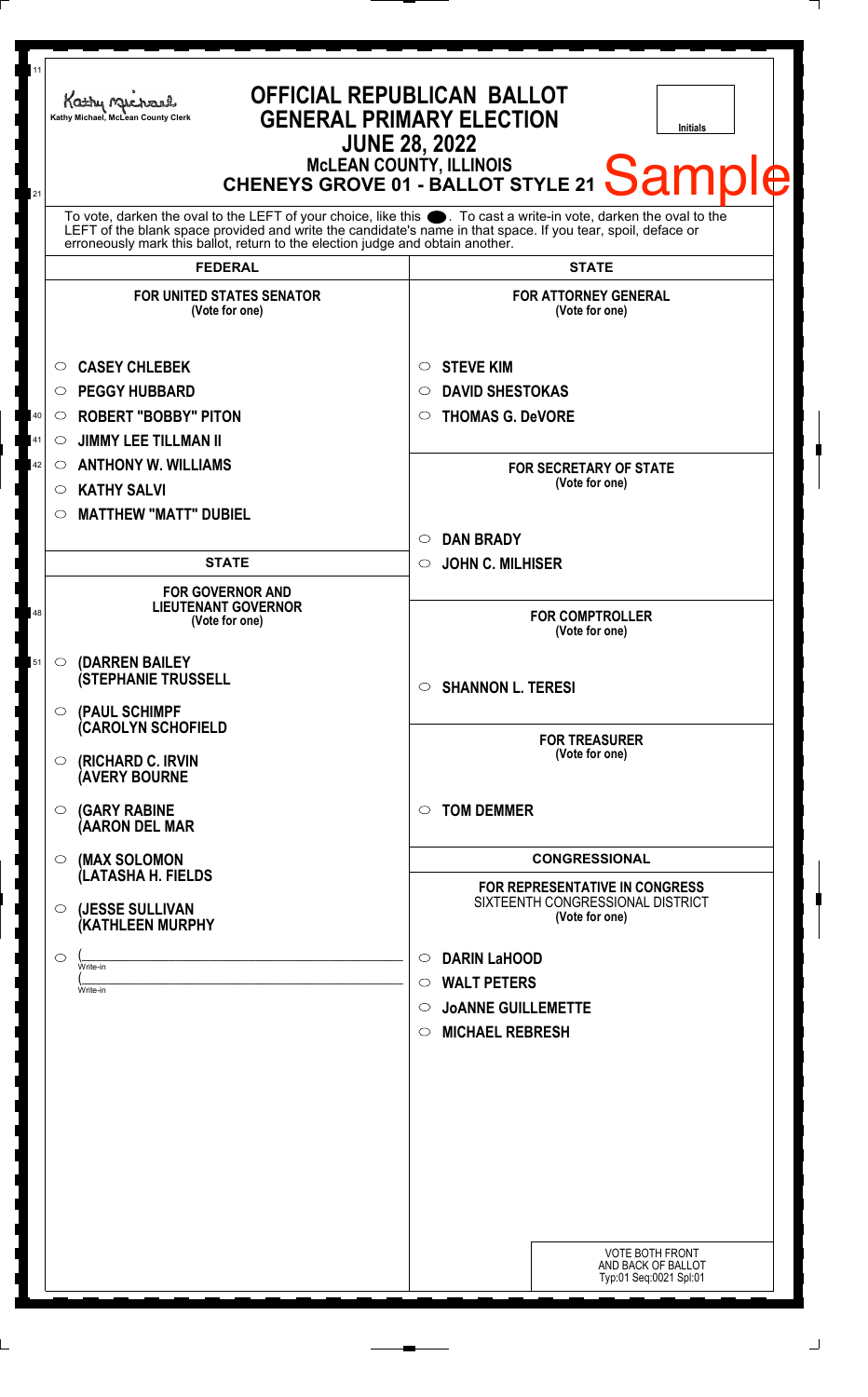Kathy Michael, McLean County Clerk

# OFFICIAL REPUBLICAN BALLOT
## GENERAL PRIMARY ELECTION
## JUNE 28, 2022
### McLEAN COUNTY, ILLINOIS
### CHENEYS GROVE 01 - BALLOT STYLE 21

Sample

Initials

To vote, darken the oval to the LEFT of your choice, like this ●. To cast a write-in vote, darken the oval to the LEFT of the blank space provided and write the candidate's name in that space. If you tear, spoil, deface or erroneously mark this ballot, return to the election judge and obtain another.

## FEDERAL

### FOR UNITED STATES SENATOR
(Vote for one)

- ○ **CASEY CHLEBEK**
- ○ **PEGGY HUBBARD**
- ○ **ROBERT "BOBBY" PITON**
- ○ **JIMMY LEE TILLMAN II**
- ○ **ANTHONY W. WILLIAMS**
- ○ **KATHY SALVI**
- ○ **MATTHEW "MATT" DUBIEL**

## STATE

### FOR GOVERNOR AND LIEUTENANT GOVERNOR
(Vote for one)

- ○ **(DARREN BAILEY (STEPHANIE TRUSSELL**
- ○ **(PAUL SCHIMPF (CAROLYN SCHOFIELD**
- ○ **(RICHARD C. IRVIN (AVERY BOURNE**
- ○ **(GARY RABINE (AARON DEL MAR**
- ○ **(MAX SOLOMON (LATASHA H. FIELDS**
- ○ **(JESSE SULLIVAN (KATHLEEN MURPHY**
- ○ ( \_\_\_\_\_\_\_\_\_\_\_\_\_\_\_\_ Write-in
  ( \_\_\_\_\_\_\_\_\_\_\_\_\_\_\_\_ Write-in

## STATE

### FOR ATTORNEY GENERAL
(Vote for one)

- ○ **STEVE KIM**
- ○ **DAVID SHESTOKAS**
- ○ **THOMAS G. DeVORE**

### FOR SECRETARY OF STATE
(Vote for one)

- ○ **DAN BRADY**
- ○ **JOHN C. MILHISER**

### FOR COMPTROLLER
(Vote for one)

- ○ **SHANNON L. TERESI**

### FOR TREASURER
(Vote for one)

- ○ **TOM DEMMER**

## CONGRESSIONAL

### FOR REPRESENTATIVE IN CONGRESS
SIXTEENTH CONGRESSIONAL DISTRICT
(Vote for one)

- ○ **DARIN LaHOOD**
- ○ **WALT PETERS**
- ○ **JoANNE GUILLEMETTE**
- ○ **MICHAEL REBRESH**

VOTE BOTH FRONT AND BACK OF BALLOT
Typ:01 Seq:0021 Spl:01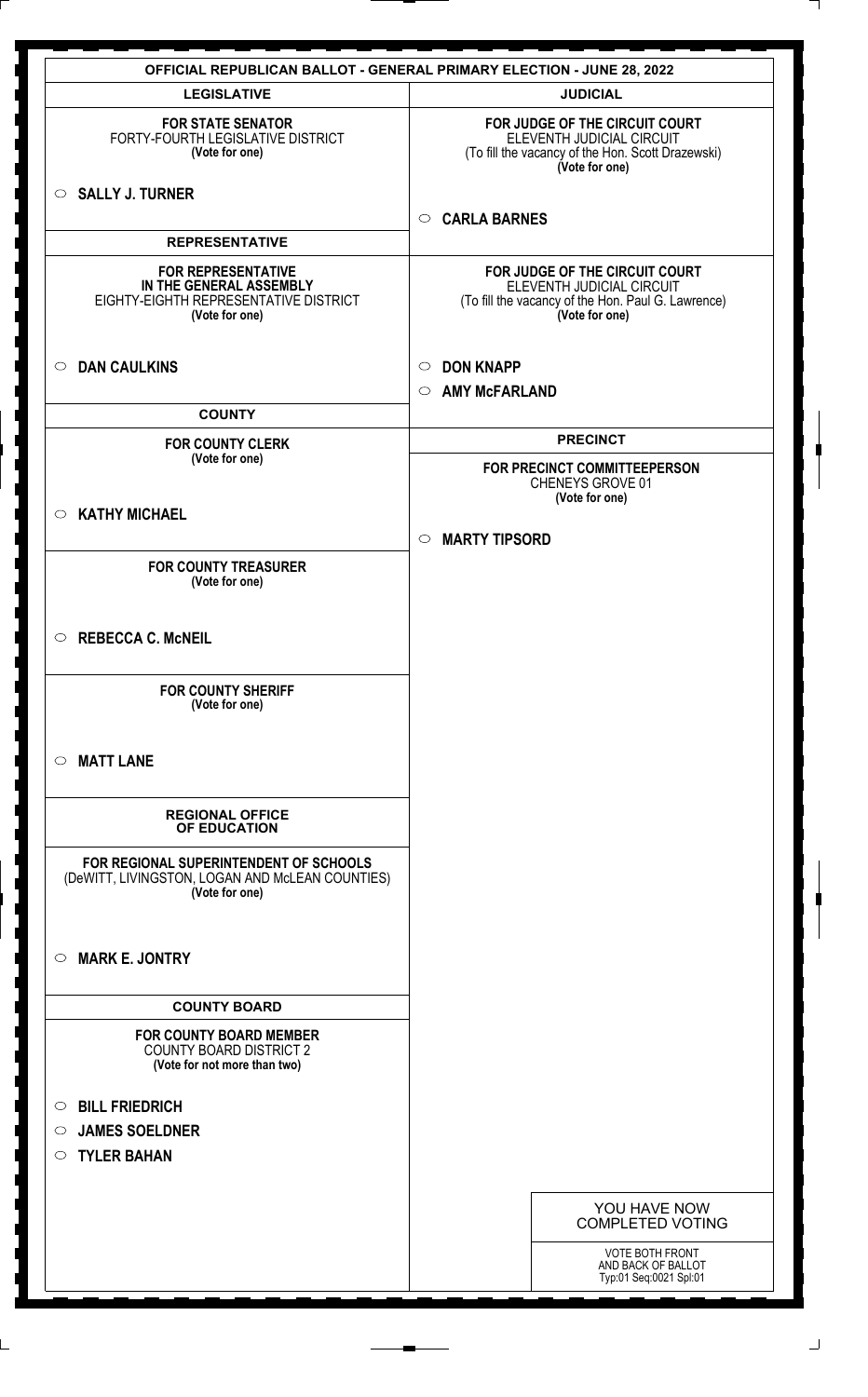# OFFICIAL REPUBLICAN BALLOT - GENERAL PRIMARY ELECTION - JUNE 28, 2022

## LEGISLATIVE

**FOR STATE SENATOR**
FORTY-FOURTH LEGISLATIVE DISTRICT
**(Vote for one)**

- ○ **SALLY J. TURNER**

## REPRESENTATIVE

**FOR REPRESENTATIVE IN THE GENERAL ASSEMBLY**
EIGHTY-EIGHTH REPRESENTATIVE DISTRICT
**(Vote for one)**

- ○ **DAN CAULKINS**

## COUNTY

**FOR COUNTY CLERK**
**(Vote for one)**

- ○ **KATHY MICHAEL**

**FOR COUNTY TREASURER**
**(Vote for one)**

- ○ **REBECCA C. McNEIL**

**FOR COUNTY SHERIFF**
**(Vote for one)**

- ○ **MATT LANE**

## REGIONAL OFFICE OF EDUCATION

**FOR REGIONAL SUPERINTENDENT OF SCHOOLS**
(DeWITT, LIVINGSTON, LOGAN AND McLEAN COUNTIES)
**(Vote for one)**

- ○ **MARK E. JONTRY**

## COUNTY BOARD

**FOR COUNTY BOARD MEMBER**
COUNTY BOARD DISTRICT 2
**(Vote for not more than two)**

- ○ **BILL FRIEDRICH**
- ○ **JAMES SOELDNER**
- ○ **TYLER BAHAN**

## JUDICIAL

**FOR JUDGE OF THE CIRCUIT COURT**
ELEVENTH JUDICIAL CIRCUIT
(To fill the vacancy of the Hon. Scott Drazewski)
**(Vote for one)**

- ○ **CARLA BARNES**

**FOR JUDGE OF THE CIRCUIT COURT**
ELEVENTH JUDICIAL CIRCUIT
(To fill the vacancy of the Hon. Paul G. Lawrence)
**(Vote for one)**

- ○ **DON KNAPP**
- ○ **AMY McFARLAND**

## PRECINCT

**FOR PRECINCT COMMITTEEPERSON**
CHENEYS GROVE 01
**(Vote for one)**

- ○ **MARTY TIPSORD**

YOU HAVE NOW COMPLETED VOTING

VOTE BOTH FRONT AND BACK OF BALLOT
Typ:01 Seq:0021 Spl:01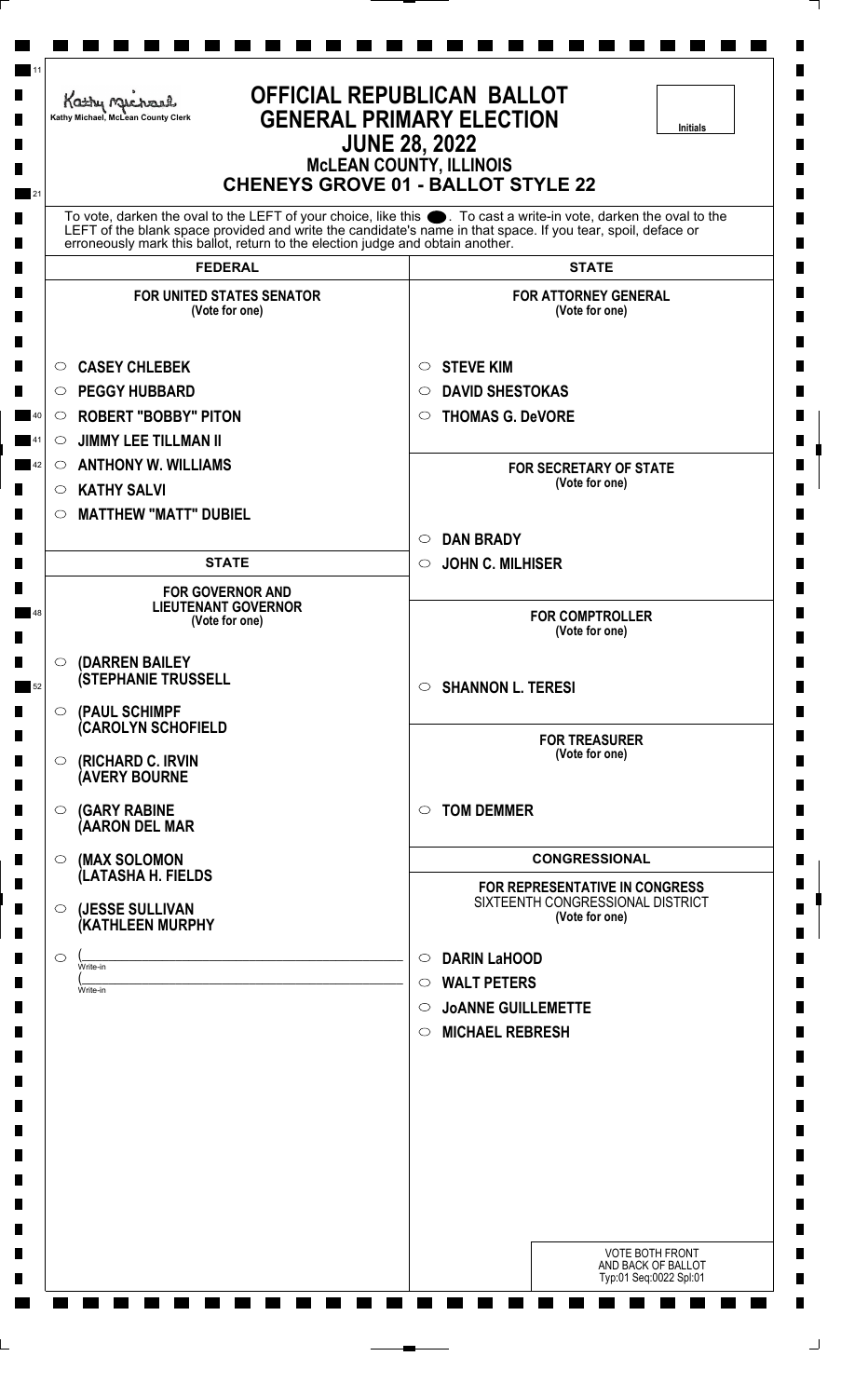Kathy Michael, McLean County Clerk

# OFFICIAL REPUBLICAN BALLOT
## GENERAL PRIMARY ELECTION
## JUNE 28, 2022
### McLEAN COUNTY, ILLINOIS
### CHENEYS GROVE 01 - BALLOT STYLE 22

Initials

To vote, darken the oval to the LEFT of your choice, like this ⬤. To cast a write-in vote, darken the oval to the LEFT of the blank space provided and write the candidate's name in that space. If you tear, spoil, deface or erroneously mark this ballot, return to the election judge and obtain another.

## FEDERAL

**FOR UNITED STATES SENATOR**
(Vote for one)

- ○ **CASEY CHLEBEK**
- ○ **PEGGY HUBBARD**
- ○ **ROBERT "BOBBY" PITON**
- ○ **JIMMY LEE TILLMAN II**
- ○ **ANTHONY W. WILLIAMS**
- ○ **KATHY SALVI**
- ○ **MATTHEW "MATT" DUBIEL**

## STATE

**FOR GOVERNOR AND LIEUTENANT GOVERNOR**
(Vote for one)

- ○ **(DARREN BAILEY (STEPHANIE TRUSSELL**
- ○ **(PAUL SCHIMPF (CAROLYN SCHOFIELD**
- ○ **(RICHARD C. IRVIN (AVERY BOURNE**
- ○ **(GARY RABINE (AARON DEL MAR**
- ○ **(MAX SOLOMON (LATASHA H. FIELDS**
- ○ **(JESSE SULLIVAN (KATHLEEN MURPHY**
- ○ (______________________ Write-in
  (______________________ Write-in

## STATE

**FOR ATTORNEY GENERAL**
(Vote for one)

- ○ **STEVE KIM**
- ○ **DAVID SHESTOKAS**
- ○ **THOMAS G. DeVORE**

**FOR SECRETARY OF STATE**
(Vote for one)

- ○ **DAN BRADY**
- ○ **JOHN C. MILHISER**

**FOR COMPTROLLER**
(Vote for one)

- ○ **SHANNON L. TERESI**

**FOR TREASURER**
(Vote for one)

- ○ **TOM DEMMER**

## CONGRESSIONAL

**FOR REPRESENTATIVE IN CONGRESS**
SIXTEENTH CONGRESSIONAL DISTRICT
(Vote for one)

- ○ **DARIN LaHOOD**
- ○ **WALT PETERS**
- ○ **JoANNE GUILLEMETTE**
- ○ **MICHAEL REBRESH**

VOTE BOTH FRONT AND BACK OF BALLOT
Typ:01 Seq:0022 Spl:01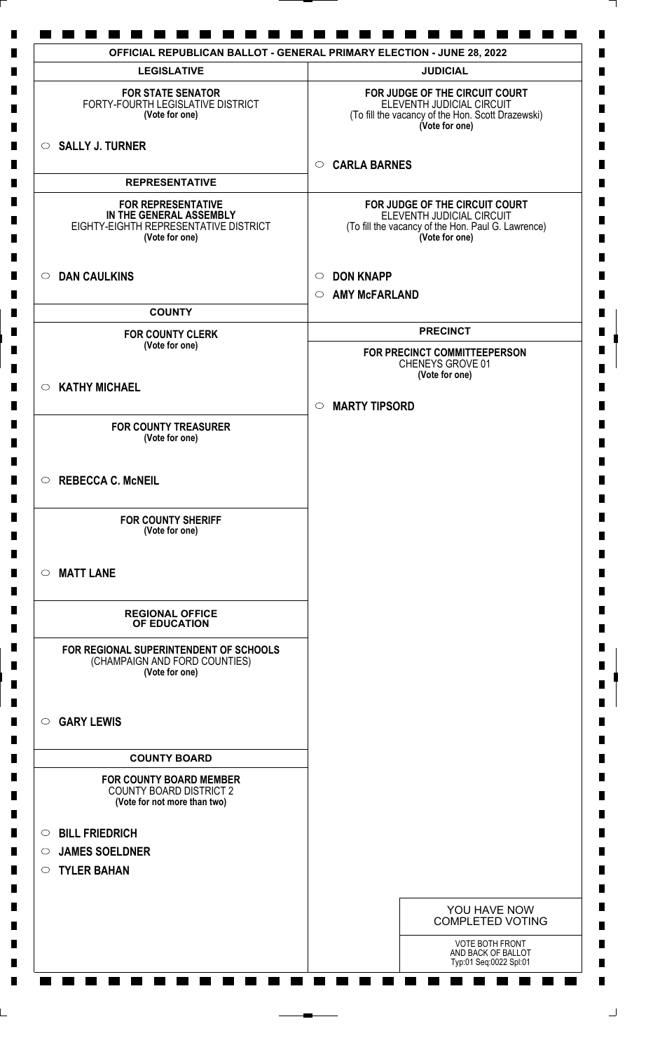## OFFICIAL REPUBLICAN BALLOT - GENERAL PRIMARY ELECTION - JUNE 28, 2022

### LEGISLATIVE

**FOR STATE SENATOR**
FORTY-FOURTH LEGISLATIVE DISTRICT
**(Vote for one)**

○ **SALLY J. TURNER**

### REPRESENTATIVE

**FOR REPRESENTATIVE IN THE GENERAL ASSEMBLY**
EIGHTY-EIGHTH REPRESENTATIVE DISTRICT
**(Vote for one)**

○ **DAN CAULKINS**

### COUNTY

**FOR COUNTY CLERK**
**(Vote for one)**

○ **KATHY MICHAEL**

**FOR COUNTY TREASURER**
**(Vote for one)**

○ **REBECCA C. McNEIL**

**FOR COUNTY SHERIFF**
**(Vote for one)**

○ **MATT LANE**

### REGIONAL OFFICE OF EDUCATION

**FOR REGIONAL SUPERINTENDENT OF SCHOOLS**
(CHAMPAIGN AND FORD COUNTIES)
**(Vote for one)**

○ **GARY LEWIS**

### COUNTY BOARD

**FOR COUNTY BOARD MEMBER**
COUNTY BOARD DISTRICT 2
**(Vote for not more than two)**

○ **BILL FRIEDRICH**
○ **JAMES SOELDNER**
○ **TYLER BAHAN**

### JUDICIAL

**FOR JUDGE OF THE CIRCUIT COURT**
ELEVENTH JUDICIAL CIRCUIT
(To fill the vacancy of the Hon. Scott Drazewski)
**(Vote for one)**

○ **CARLA BARNES**

**FOR JUDGE OF THE CIRCUIT COURT**
ELEVENTH JUDICIAL CIRCUIT
(To fill the vacancy of the Hon. Paul G. Lawrence)
**(Vote for one)**

○ **DON KNAPP**
○ **AMY McFARLAND**

### PRECINCT

**FOR PRECINCT COMMITTEEPERSON**
CHENEYS GROVE 01
**(Vote for one)**

○ **MARTY TIPSORD**

YOU HAVE NOW COMPLETED VOTING

VOTE BOTH FRONT AND BACK OF BALLOT
Typ:01 Seq:0022 Spl:01